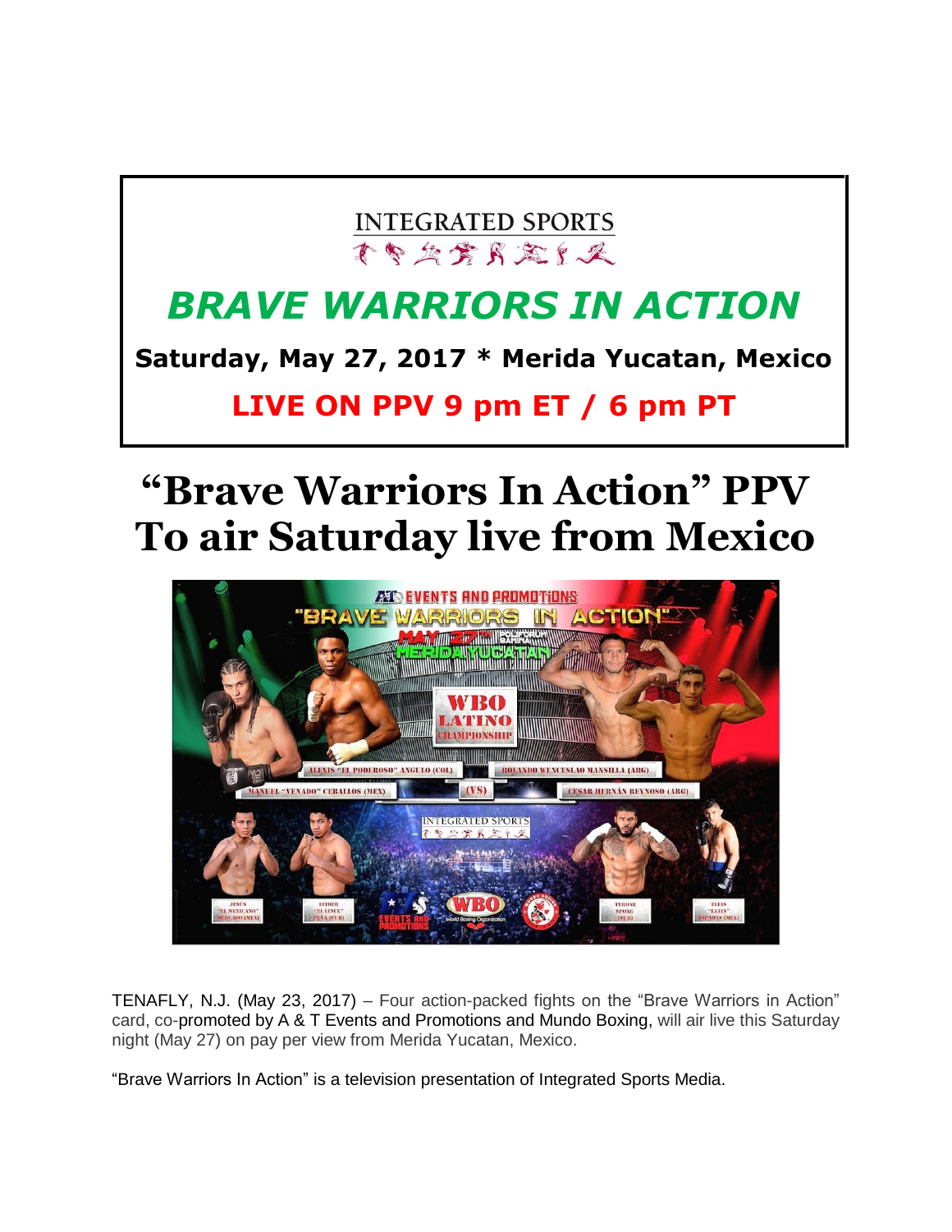INTEGRATED SPORTS

# *BRAVE WARRIORS IN ACTION*

**Saturday, May 27, 2017 * Merida Yucatan, Mexico**

**LIVE ON PPV 9 pm ET / 6 pm PT**

# "Brave Warriors In Action" PPV To air Saturday live from Mexico

TENAFLY, N.J. (May 23, 2017) – Four action-packed fights on the "Brave Warriors in Action" card, co-promoted by A & T Events and Promotions and Mundo Boxing, will air live this Saturday night (May 27) on pay per view from Merida Yucatan, Mexico.

"Brave Warriors In Action" is a television presentation of Integrated Sports Media.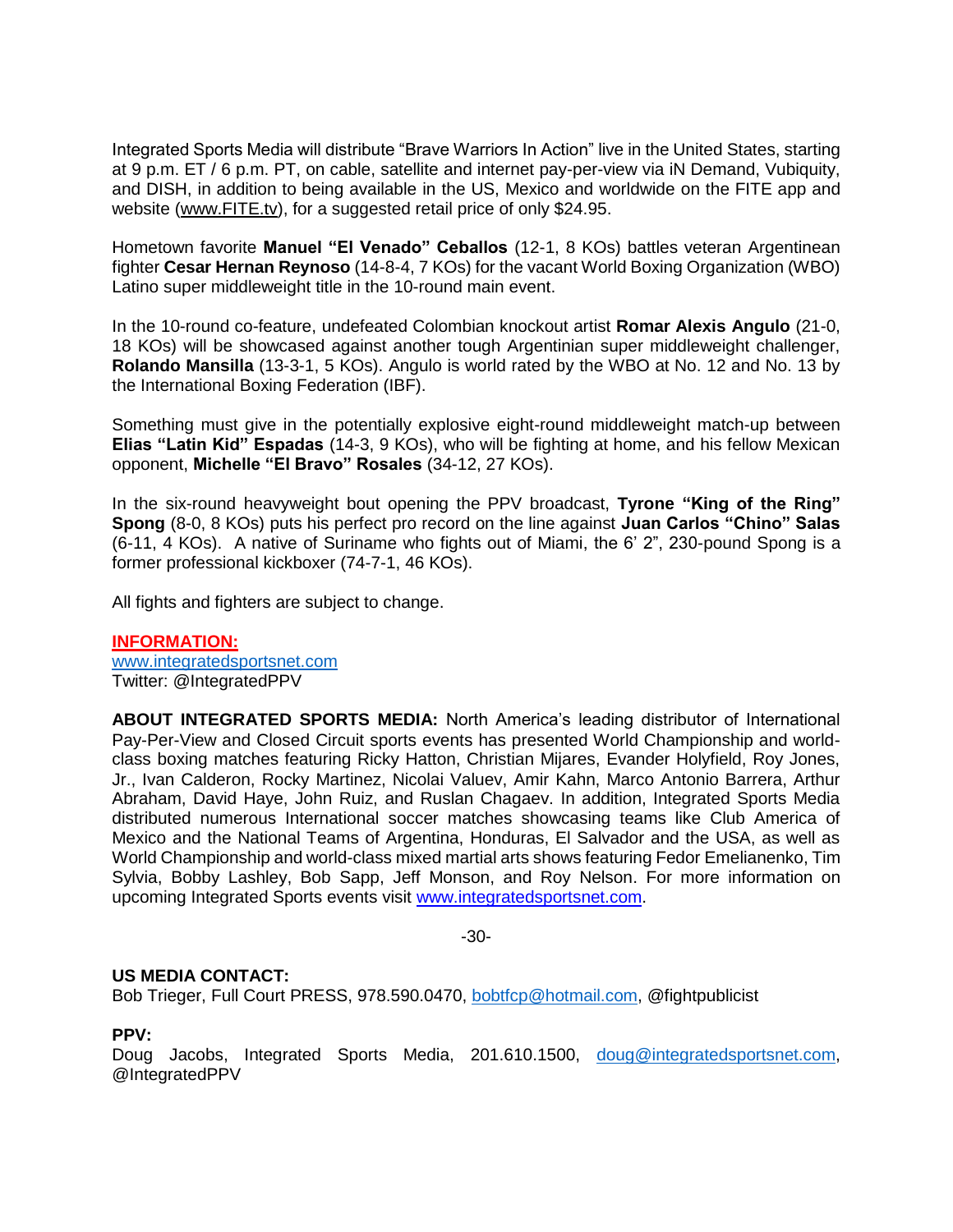Integrated Sports Media will distribute "Brave Warriors In Action" live in the United States, starting at 9 p.m. ET / 6 p.m. PT, on cable, satellite and internet pay-per-view via iN Demand, Vubiquity, and DISH, in addition to being available in the US, Mexico and worldwide on the FITE app and website (www.FITE.tv), for a suggested retail price of only $24.95.

Hometown favorite **Manuel "El Venado" Ceballos** (12-1, 8 KOs) battles veteran Argentinean fighter **Cesar Hernan Reynoso** (14-8-4, 7 KOs) for the vacant World Boxing Organization (WBO) Latino super middleweight title in the 10-round main event.

In the 10-round co-feature, undefeated Colombian knockout artist **Romar Alexis Angulo** (21-0, 18 KOs) will be showcased against another tough Argentinian super middleweight challenger, **Rolando Mansilla** (13-3-1, 5 KOs). Angulo is world rated by the WBO at No. 12 and No. 13 by the International Boxing Federation (IBF).

Something must give in the potentially explosive eight-round middleweight match-up between **Elias "Latin Kid" Espadas** (14-3, 9 KOs), who will be fighting at home, and his fellow Mexican opponent, **Michelle "El Bravo" Rosales** (34-12, 27 KOs).

In the six-round heavyweight bout opening the PPV broadcast, **Tyrone "King of the Ring" Spong** (8-0, 8 KOs) puts his perfect pro record on the line against **Juan Carlos "Chino" Salas** (6-11, 4 KOs). A native of Suriname who fights out of Miami, the 6' 2", 230-pound Spong is a former professional kickboxer (74-7-1, 46 KOs).

All fights and fighters are subject to change.

**INFORMATION:**
www.integratedsportsnet.com
Twitter: @IntegratedPPV

**ABOUT INTEGRATED SPORTS MEDIA:** North America's leading distributor of International Pay-Per-View and Closed Circuit sports events has presented World Championship and world-class boxing matches featuring Ricky Hatton, Christian Mijares, Evander Holyfield, Roy Jones, Jr., Ivan Calderon, Rocky Martinez, Nicolai Valuev, Amir Kahn, Marco Antonio Barrera, Arthur Abraham, David Haye, John Ruiz, and Ruslan Chagaev. In addition, Integrated Sports Media distributed numerous International soccer matches showcasing teams like Club America of Mexico and the National Teams of Argentina, Honduras, El Salvador and the USA, as well as World Championship and world-class mixed martial arts shows featuring Fedor Emelianenko, Tim Sylvia, Bobby Lashley, Bob Sapp, Jeff Monson, and Roy Nelson. For more information on upcoming Integrated Sports events visit www.integratedsportsnet.com.

-30-

**US MEDIA CONTACT:**
Bob Trieger, Full Court PRESS, 978.590.0470, bobtfcp@hotmail.com, @fightpublicist

**PPV:**
Doug Jacobs, Integrated Sports Media, 201.610.1500, doug@integratedsportsnet.com, @IntegratedPPV